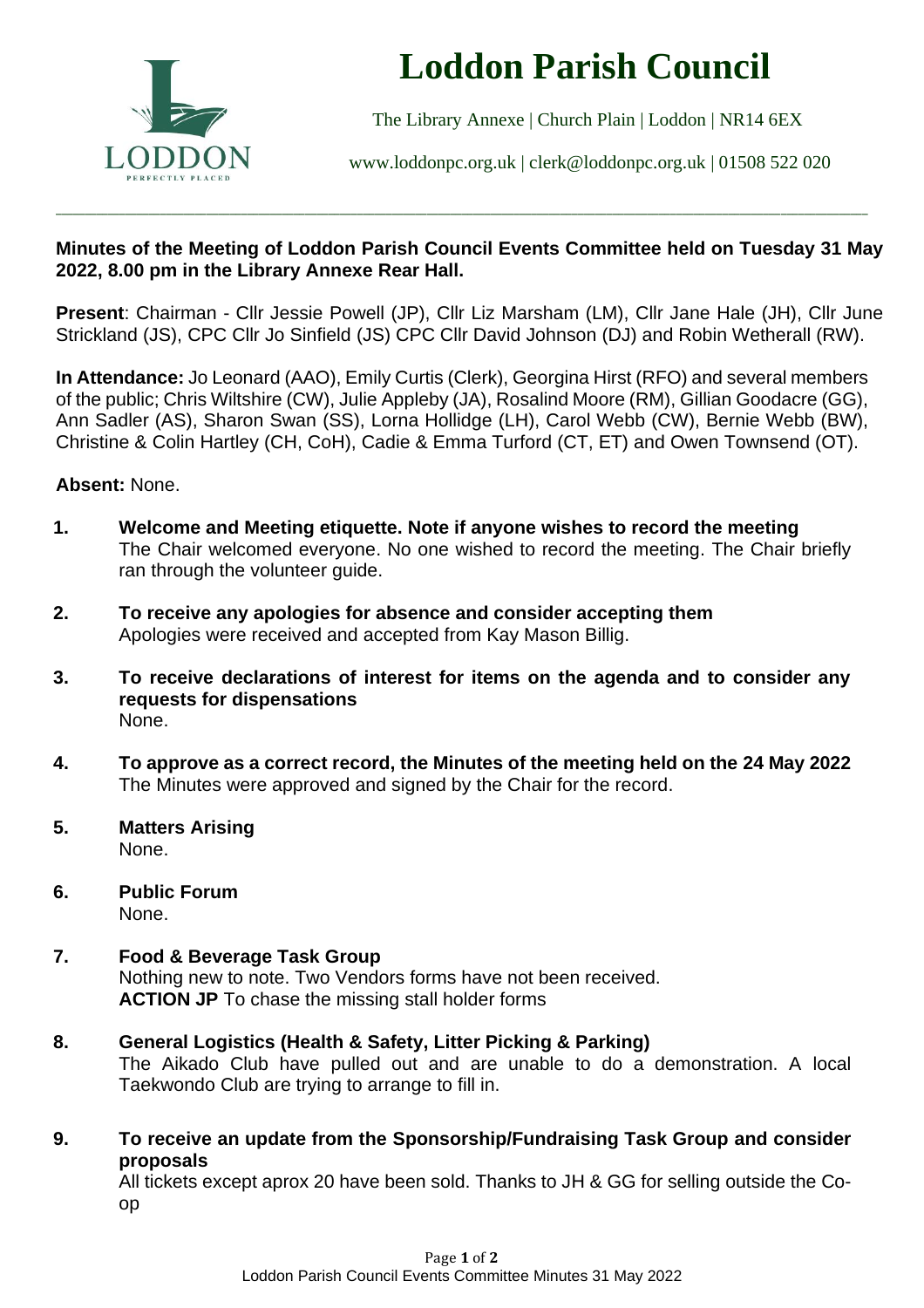# Loddon Parish Council

The Library Annexe | Church Plain | Loddon | NR14 6EX

www.loddonpc.org.uk | clerk@loddonpc.org.uk | 01508 522 020

---

**Minutes of the Meeting of Loddon Parish Council Events Committee held on Tuesday 31 May 2022, 8.00 pm in the Library Annexe Rear Hall.**

**Present**: Chairman - Cllr Jessie Powell (JP), Cllr Liz Marsham (LM), Cllr Jane Hale (JH), Cllr June Strickland (JS), CPC Cllr Jo Sinfield (JS) CPC Cllr David Johnson (DJ) and Robin Wetherall (RW).

**In Attendance:** Jo Leonard (AAO), Emily Curtis (Clerk), Georgina Hirst (RFO) and several members of the public; Chris Wiltshire (CW), Julie Appleby (JA), Rosalind Moore (RM), Gillian Goodacre (GG), Ann Sadler (AS), Sharon Swan (SS), Lorna Hollidge (LH), Carol Webb (CW), Bernie Webb (BW), Christine & Colin Hartley (CH, CoH), Cadie & Emma Turford (CT, ET) and Owen Townsend (OT).

**Absent:** None.

1. **Welcome and Meeting etiquette. Note if anyone wishes to record the meeting**
   The Chair welcomed everyone. No one wished to record the meeting. The Chair briefly ran through the volunteer guide.

2. **To receive any apologies for absence and consider accepting them**
   Apologies were received and accepted from Kay Mason Billig.

3. **To receive declarations of interest for items on the agenda and to consider any requests for dispensations**
   None.

4. **To approve as a correct record, the Minutes of the meeting held on the 24 May 2022**
   The Minutes were approved and signed by the Chair for the record.

5. **Matters Arising**
   None.

6. **Public Forum**
   None.

7. **Food & Beverage Task Group**
   Nothing new to note. Two Vendors forms have not been received.
   **ACTION JP** To chase the missing stall holder forms

8. **General Logistics (Health & Safety, Litter Picking & Parking)**
   The Aikado Club have pulled out and are unable to do a demonstration. A local Taekwondo Club are trying to arrange to fill in.

9. **To receive an update from the Sponsorship/Fundraising Task Group and consider proposals**
   All tickets except aprox 20 have been sold. Thanks to JH & GG for selling outside the Co-op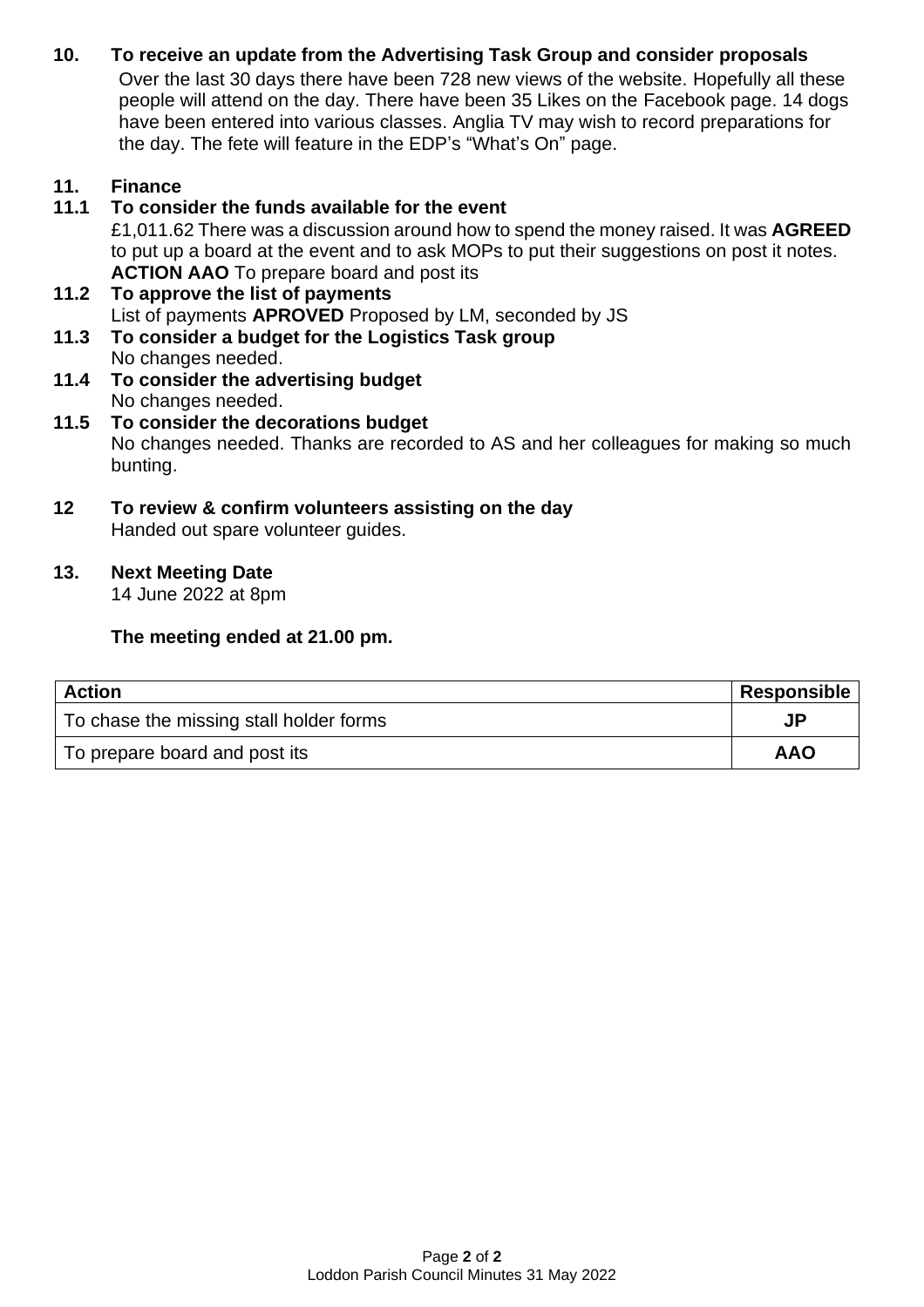**10. To receive an update from the Advertising Task Group and consider proposals**

Over the last 30 days there have been 728 new views of the website. Hopefully all these people will attend on the day. There have been 35 Likes on the Facebook page. 14 dogs have been entered into various classes. Anglia TV may wish to record preparations for the day. The fete will feature in the EDP's "What's On" page.

**11. Finance**

**11.1 To consider the funds available for the event**

£1,011.62 There was a discussion around how to spend the money raised. It was **AGREED** to put up a board at the event and to ask MOPs to put their suggestions on post it notes. **ACTION AAO** To prepare board and post its

**11.2 To approve the list of payments**

List of payments **APROVED** Proposed by LM, seconded by JS

**11.3 To consider a budget for the Logistics Task group**

No changes needed.

**11.4 To consider the advertising budget**

No changes needed.

**11.5 To consider the decorations budget**

No changes needed. Thanks are recorded to AS and her colleagues for making so much bunting.

**12 To review & confirm volunteers assisting on the day**

Handed out spare volunteer guides.

**13. Next Meeting Date**

14 June 2022 at 8pm

**The meeting ended at 21.00 pm.**

| Action | Responsible |
| --- | --- |
| To chase the missing stall holder forms | **JP** |
| To prepare board and post its | **AAO** |